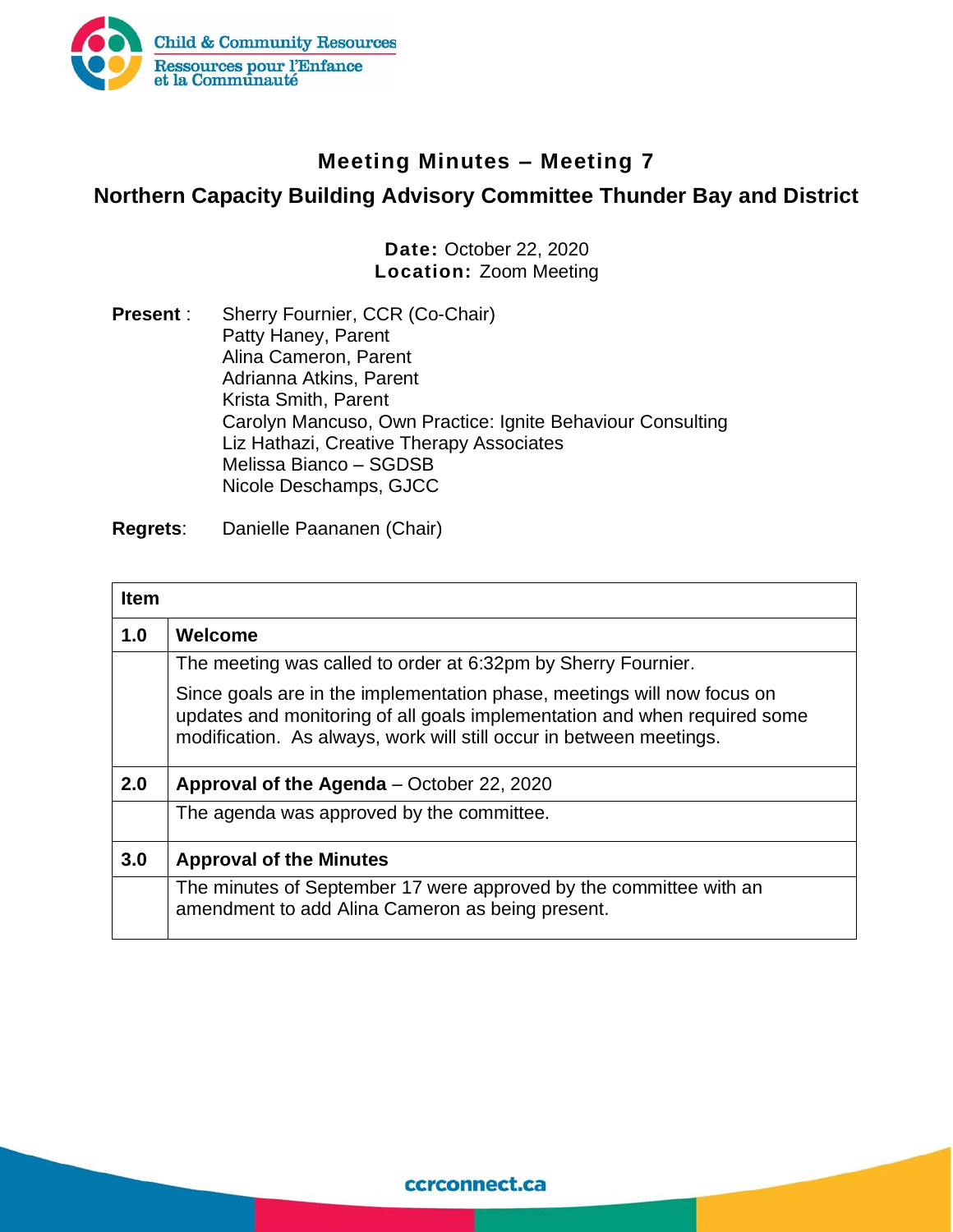# Meeting Minutes – Meeting 7

## Northern Capacity Building Advisory Committee Thunder Bay and District

**Date:** October 22, 2020
**Location:** Zoom Meeting

**Present** :
Sherry Fournier, CCR (Co-Chair)
Patty Haney, Parent
Alina Cameron, Parent
Adrianna Atkins, Parent
Krista Smith, Parent
Carolyn Mancuso, Own Practice: Ignite Behaviour Consulting
Liz Hathazi, Creative Therapy Associates
Melissa Bianco – SGDSB
Nicole Deschamps, GJCC

**Regrets**: Danielle Paananen (Chair)

| Item | |
|---|---|
| **1.0** | **Welcome** |
| | The meeting was called to order at 6:32pm by Sherry Fournier.<br><br>Since goals are in the implementation phase, meetings will now focus on updates and monitoring of all goals implementation and when required some modification. As always, work will still occur in between meetings. |
| **2.0** | **Approval of the Agenda** – October 22, 2020 |
| | The agenda was approved by the committee. |
| **3.0** | **Approval of the Minutes** |
| | The minutes of September 17 were approved by the committee with an amendment to add Alina Cameron as being present. |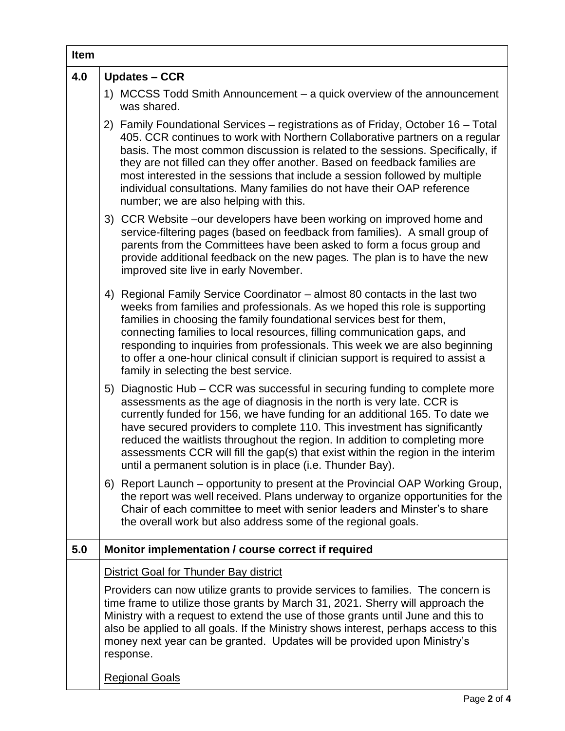| Item | |
|---|---|
| **4.0** | **Updates – CCR** |
| | 1) MCCSS Todd Smith Announcement – a quick overview of the announcement was shared.<br><br>2) Family Foundational Services – registrations as of Friday, October 16 – Total 405. CCR continues to work with Northern Collaborative partners on a regular basis. The most common discussion is related to the sessions. Specifically, if they are not filled can they offer another. Based on feedback families are most interested in the sessions that include a session followed by multiple individual consultations. Many families do not have their OAP reference number; we are also helping with this.<br><br>3) CCR Website –our developers have been working on improved home and service-filtering pages (based on feedback from families). A small group of parents from the Committees have been asked to form a focus group and provide additional feedback on the new pages. The plan is to have the new improved site live in early November.<br><br>4) Regional Family Service Coordinator – almost 80 contacts in the last two weeks from families and professionals. As we hoped this role is supporting families in choosing the family foundational services best for them, connecting families to local resources, filling communication gaps, and responding to inquiries from professionals. This week we are also beginning to offer a one-hour clinical consult if clinician support is required to assist a family in selecting the best service.<br><br>5) Diagnostic Hub – CCR was successful in securing funding to complete more assessments as the age of diagnosis in the north is very late. CCR is currently funded for 156, we have funding for an additional 165. To date we have secured providers to complete 110. This investment has significantly reduced the waitlists throughout the region. In addition to completing more assessments CCR will fill the gap(s) that exist within the region in the interim until a permanent solution is in place (i.e. Thunder Bay).<br><br>6) Report Launch – opportunity to present at the Provincial OAP Working Group, the report was well received. Plans underway to organize opportunities for the Chair of each committee to meet with senior leaders and Minster's to share the overall work but also address some of the regional goals. |
| **5.0** | **Monitor implementation / course correct if required** |
| | <u>District Goal for Thunder Bay district</u><br><br>Providers can now utilize grants to provide services to families. The concern is time frame to utilize those grants by March 31, 2021. Sherry will approach the Ministry with a request to extend the use of those grants until June and this to also be applied to all goals. If the Ministry shows interest, perhaps access to this money next year can be granted. Updates will be provided upon Ministry's response.<br><br><u>Regional Goals</u> |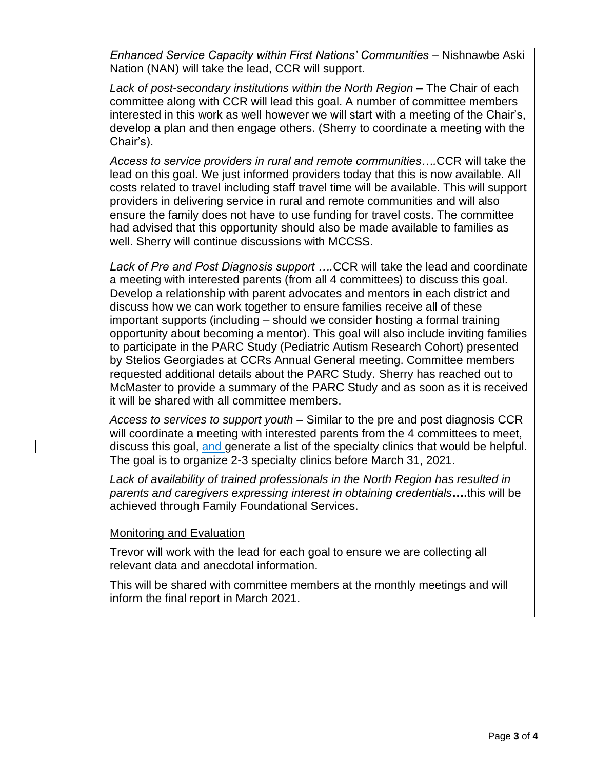*Enhanced Service Capacity within First Nations' Communities* – Nishnawbe Aski Nation (NAN) will take the lead, CCR will support.

*Lack of post-secondary institutions within the North Region* **–** The Chair of each committee along with CCR will lead this goal. A number of committee members interested in this work as well however we will start with a meeting of the Chair's, develop a plan and then engage others. (Sherry to coordinate a meeting with the Chair's).

*Access to service providers in rural and remote communities….*CCR will take the lead on this goal. We just informed providers today that this is now available. All costs related to travel including staff travel time will be available. This will support providers in delivering service in rural and remote communities and will also ensure the family does not have to use funding for travel costs. The committee had advised that this opportunity should also be made available to families as well. Sherry will continue discussions with MCCSS.

*Lack of Pre and Post Diagnosis support ….*CCR will take the lead and coordinate a meeting with interested parents (from all 4 committees) to discuss this goal. Develop a relationship with parent advocates and mentors in each district and discuss how we can work together to ensure families receive all of these important supports (including – should we consider hosting a formal training opportunity about becoming a mentor). This goal will also include inviting families to participate in the PARC Study (Pediatric Autism Research Cohort) presented by Stelios Georgiades at CCRs Annual General meeting. Committee members requested additional details about the PARC Study. Sherry has reached out to McMaster to provide a summary of the PARC Study and as soon as it is received it will be shared with all committee members.

*Access to services to support youth* – Similar to the pre and post diagnosis CCR will coordinate a meeting with interested parents from the 4 committees to meet, discuss this goal, and generate a list of the specialty clinics that would be helpful. The goal is to organize 2-3 specialty clinics before March 31, 2021.

*Lack of availability of trained professionals in the North Region has resulted in parents and caregivers expressing interest in obtaining credentials***….**this will be achieved through Family Foundational Services.

<u>Monitoring and Evaluation</u>

Trevor will work with the lead for each goal to ensure we are collecting all relevant data and anecdotal information.

This will be shared with committee members at the monthly meetings and will inform the final report in March 2021.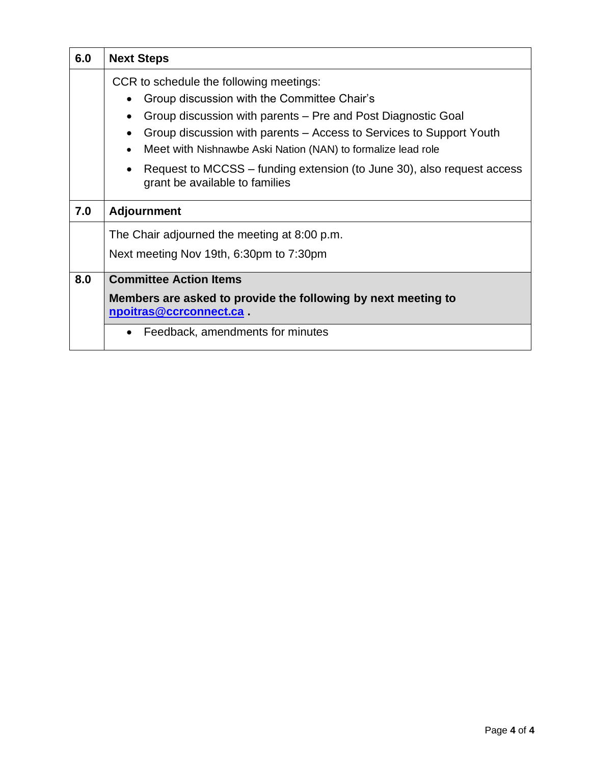| | |
|---|---|
| **6.0** | **Next Steps** |
| | CCR to schedule the following meetings:<br>• Group discussion with the Committee Chair's<br>• Group discussion with parents – Pre and Post Diagnostic Goal<br>• Group discussion with parents – Access to Services to Support Youth<br>• Meet with Nishnawbe Aski Nation (NAN) to formalize lead role<br>• Request to MCCSS – funding extension (to June 30), also request access grant be available to families |
| **7.0** | **Adjournment** |
| | The Chair adjourned the meeting at 8:00 p.m.<br>Next meeting Nov 19th, 6:30pm to 7:30pm |
| **8.0** | **Committee Action Items**<br>**Members are asked to provide the following by next meeting to npoitras@ccrconnect.ca .** |
| | • Feedback, amendments for minutes |